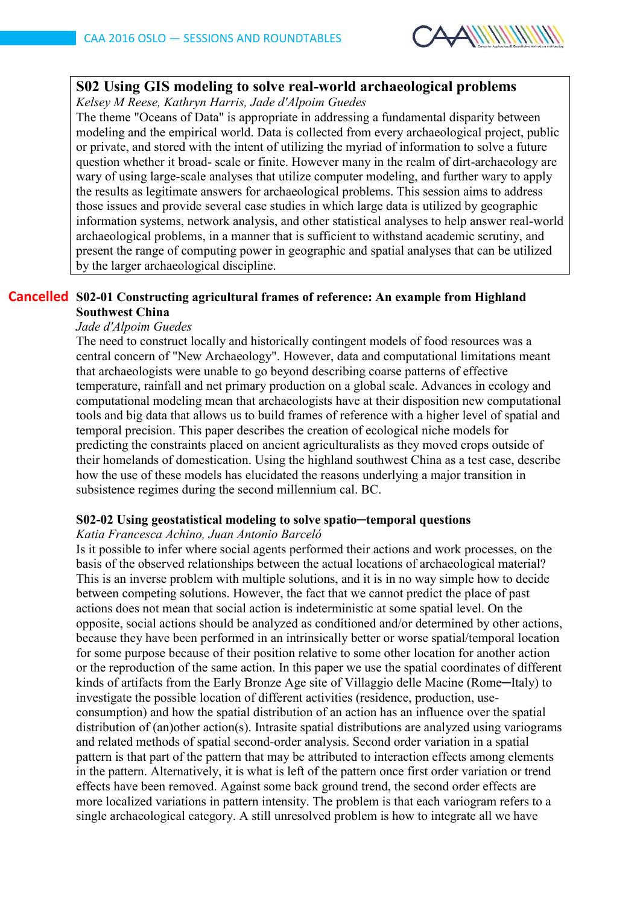## S02 Using GIS modeling to solve real-world archaeological problems

*Kelsey M Reese, Kathryn Harris, Jade d'Alpoim Guedes*

The theme "Oceans of Data" is appropriate in addressing a fundamental disparity between modeling and the empirical world. Data is collected from every archaeological project, public or private, and stored with the intent of utilizing the myriad of information to solve a future question whether it broad- scale or finite. However many in the realm of dirt-archaeology are wary of using large-scale analyses that utilize computer modeling, and further wary to apply the results as legitimate answers for archaeological problems. This session aims to address those issues and provide several case studies in which large data is utilized by geographic information systems, network analysis, and other statistical analyses to help answer real-world archaeological problems, in a manner that is sufficient to withstand academic scrutiny, and present the range of computing power in geographic and spatial analyses that can be utilized by the larger archaeological discipline.

### Cancelled S02-01 Constructing agricultural frames of reference: An example from Highland Southwest China

*Jade d'Alpoim Guedes*

The need to construct locally and historically contingent models of food resources was a central concern of "New Archaeology". However, data and computational limitations meant that archaeologists were unable to go beyond describing coarse patterns of effective temperature, rainfall and net primary production on a global scale. Advances in ecology and computational modeling mean that archaeologists have at their disposition new computational tools and big data that allows us to build frames of reference with a higher level of spatial and temporal precision. This paper describes the creation of ecological niche models for predicting the constraints placed on ancient agriculturalists as they moved crops outside of their homelands of domestication. Using the highland southwest China as a test case, describe how the use of these models has elucidated the reasons underlying a major transition in subsistence regimes during the second millennium cal. BC.

### S02-02 Using geostatistical modeling to solve spatio─temporal questions

*Katia Francesca Achino, Juan Antonio Barceló*

Is it possible to infer where social agents performed their actions and work processes, on the basis of the observed relationships between the actual locations of archaeological material? This is an inverse problem with multiple solutions, and it is in no way simple how to decide between competing solutions. However, the fact that we cannot predict the place of past actions does not mean that social action is indeterministic at some spatial level. On the opposite, social actions should be analyzed as conditioned and/or determined by other actions, because they have been performed in an intrinsically better or worse spatial/temporal location for some purpose because of their position relative to some other location for another action or the reproduction of the same action. In this paper we use the spatial coordinates of different kinds of artifacts from the Early Bronze Age site of Villaggio delle Macine (Rome─Italy) to investigate the possible location of different activities (residence, production, use-consumption) and how the spatial distribution of an action has an influence over the spatial distribution of (an)other action(s). Intrasite spatial distributions are analyzed using variograms and related methods of spatial second-order analysis. Second order variation in a spatial pattern is that part of the pattern that may be attributed to interaction effects among elements in the pattern. Alternatively, it is what is left of the pattern once first order variation or trend effects have been removed. Against some back ground trend, the second order effects are more localized variations in pattern intensity. The problem is that each variogram refers to a single archaeological category. A still unresolved problem is how to integrate all we have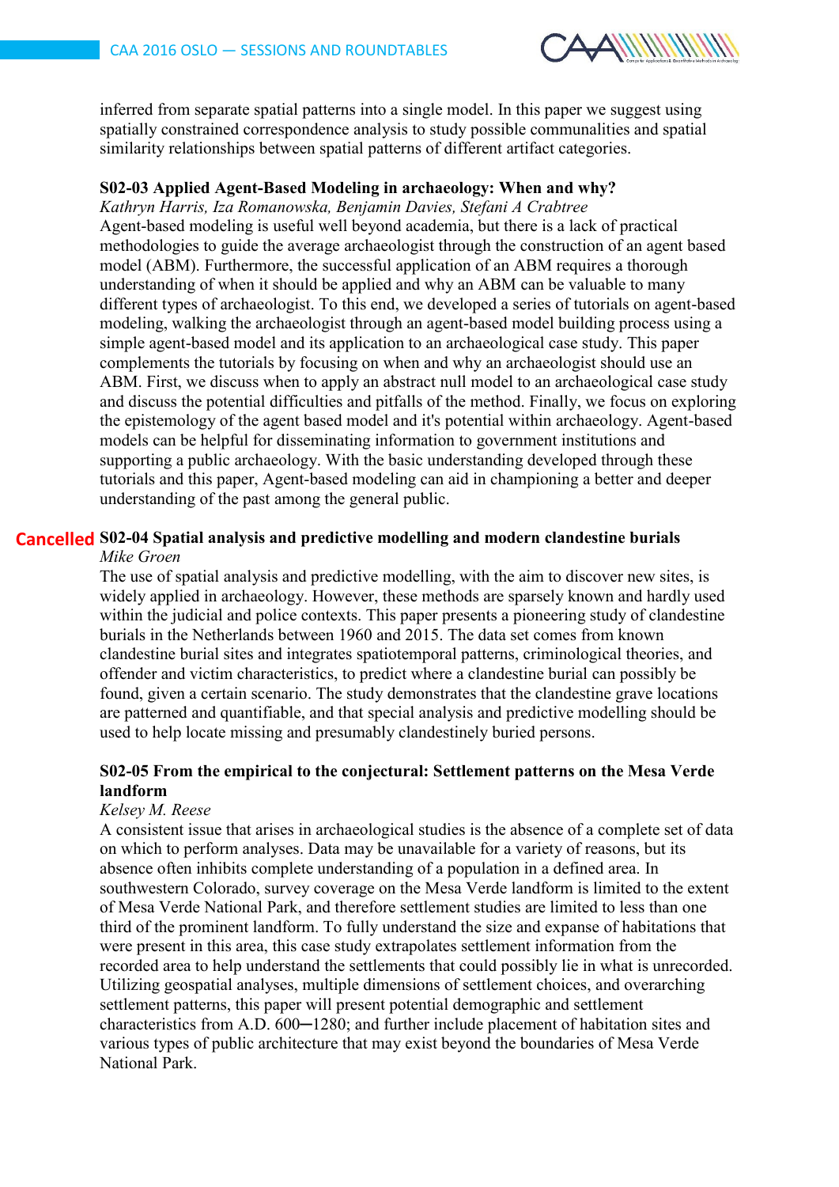inferred from separate spatial patterns into a single model. In this paper we suggest using spatially constrained correspondence analysis to study possible communalities and spatial similarity relationships between spatial patterns of different artifact categories.

**S02-03 Applied Agent-Based Modeling in archaeology: When and why?**

*Kathryn Harris, Iza Romanowska, Benjamin Davies, Stefani A Crabtree*

Agent-based modeling is useful well beyond academia, but there is a lack of practical methodologies to guide the average archaeologist through the construction of an agent based model (ABM). Furthermore, the successful application of an ABM requires a thorough understanding of when it should be applied and why an ABM can be valuable to many different types of archaeologist. To this end, we developed a series of tutorials on agent-based modeling, walking the archaeologist through an agent-based model building process using a simple agent-based model and its application to an archaeological case study. This paper complements the tutorials by focusing on when and why an archaeologist should use an ABM. First, we discuss when to apply an abstract null model to an archaeological case study and discuss the potential difficulties and pitfalls of the method. Finally, we focus on exploring the epistemology of the agent based model and it's potential within archaeology. Agent-based models can be helpful for disseminating information to government institutions and supporting a public archaeology. With the basic understanding developed through these tutorials and this paper, Agent-based modeling can aid in championing a better and deeper understanding of the past among the general public.

Cancelled **S02-04 Spatial analysis and predictive modelling and modern clandestine burials**

*Mike Groen*

The use of spatial analysis and predictive modelling, with the aim to discover new sites, is widely applied in archaeology. However, these methods are sparsely known and hardly used within the judicial and police contexts. This paper presents a pioneering study of clandestine burials in the Netherlands between 1960 and 2015. The data set comes from known clandestine burial sites and integrates spatiotemporal patterns, criminological theories, and offender and victim characteristics, to predict where a clandestine burial can possibly be found, given a certain scenario. The study demonstrates that the clandestine grave locations are patterned and quantifiable, and that special analysis and predictive modelling should be used to help locate missing and presumably clandestinely buried persons.

**S02-05 From the empirical to the conjectural: Settlement patterns on the Mesa Verde landform**

*Kelsey M. Reese*

A consistent issue that arises in archaeological studies is the absence of a complete set of data on which to perform analyses. Data may be unavailable for a variety of reasons, but its absence often inhibits complete understanding of a population in a defined area. In southwestern Colorado, survey coverage on the Mesa Verde landform is limited to the extent of Mesa Verde National Park, and therefore settlement studies are limited to less than one third of the prominent landform. To fully understand the size and expanse of habitations that were present in this area, this case study extrapolates settlement information from the recorded area to help understand the settlements that could possibly lie in what is unrecorded. Utilizing geospatial analyses, multiple dimensions of settlement choices, and overarching settlement patterns, this paper will present potential demographic and settlement characteristics from A.D. 600─1280; and further include placement of habitation sites and various types of public architecture that may exist beyond the boundaries of Mesa Verde National Park.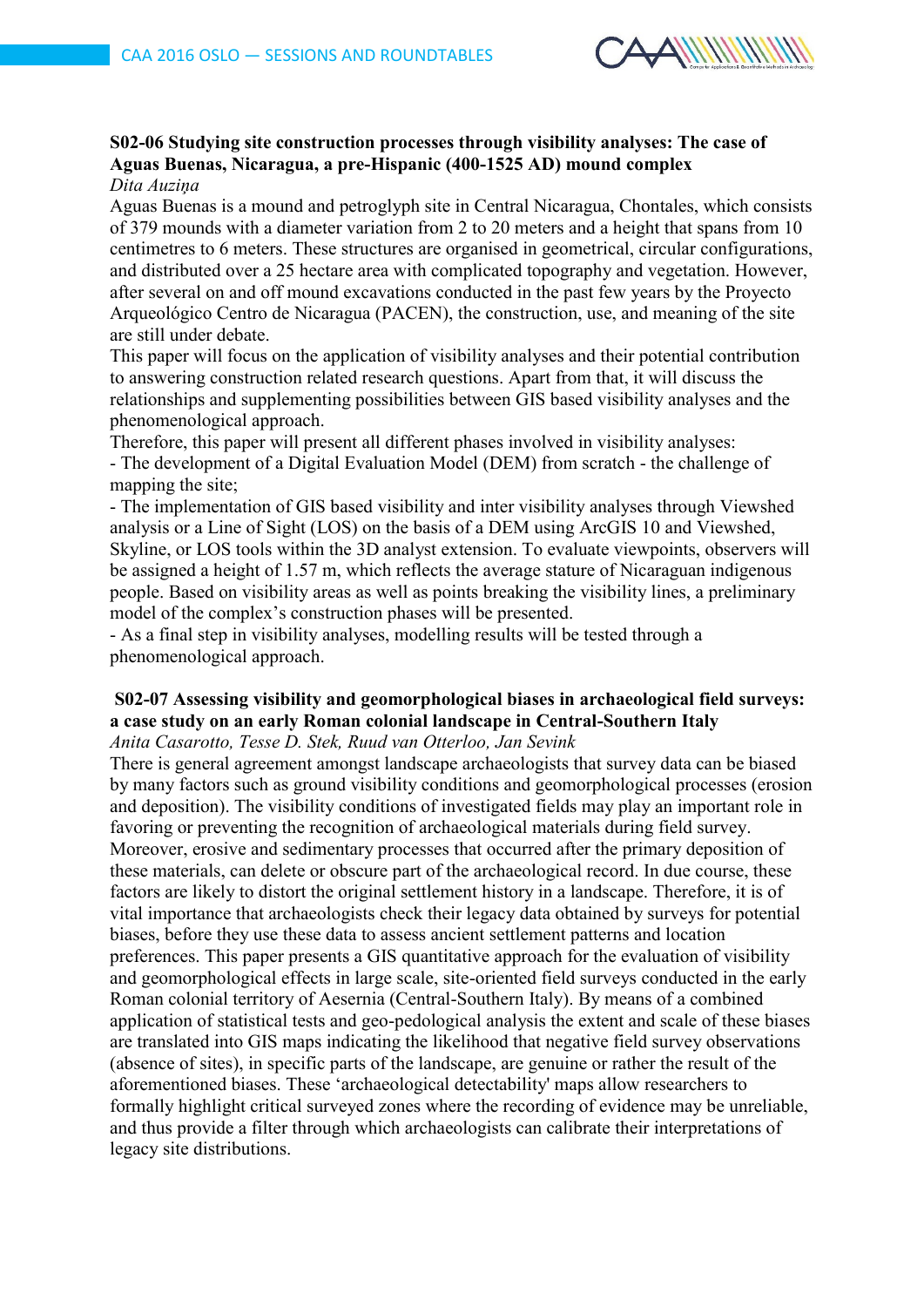**S02-06 Studying site construction processes through visibility analyses: The case of Aguas Buenas, Nicaragua, a pre-Hispanic (400-1525 AD) mound complex**

*Dita Auziņa*

Aguas Buenas is a mound and petroglyph site in Central Nicaragua, Chontales, which consists of 379 mounds with a diameter variation from 2 to 20 meters and a height that spans from 10 centimetres to 6 meters. These structures are organised in geometrical, circular configurations, and distributed over a 25 hectare area with complicated topography and vegetation. However, after several on and off mound excavations conducted in the past few years by the Proyecto Arqueológico Centro de Nicaragua (PACEN), the construction, use, and meaning of the site are still under debate.

This paper will focus on the application of visibility analyses and their potential contribution to answering construction related research questions. Apart from that, it will discuss the relationships and supplementing possibilities between GIS based visibility analyses and the phenomenological approach.

Therefore, this paper will present all different phases involved in visibility analyses:

- The development of a Digital Evaluation Model (DEM) from scratch - the challenge of mapping the site;
- The implementation of GIS based visibility and inter visibility analyses through Viewshed analysis or a Line of Sight (LOS) on the basis of a DEM using ArcGIS 10 and Viewshed, Skyline, or LOS tools within the 3D analyst extension. To evaluate viewpoints, observers will be assigned a height of 1.57 m, which reflects the average stature of Nicaraguan indigenous people. Based on visibility areas as well as points breaking the visibility lines, a preliminary model of the complex's construction phases will be presented.
- As a final step in visibility analyses, modelling results will be tested through a phenomenological approach.

**S02-07 Assessing visibility and geomorphological biases in archaeological field surveys: a case study on an early Roman colonial landscape in Central-Southern Italy**

*Anita Casarotto, Tesse D. Stek, Ruud van Otterloo, Jan Sevink*

There is general agreement amongst landscape archaeologists that survey data can be biased by many factors such as ground visibility conditions and geomorphological processes (erosion and deposition). The visibility conditions of investigated fields may play an important role in favoring or preventing the recognition of archaeological materials during field survey. Moreover, erosive and sedimentary processes that occurred after the primary deposition of these materials, can delete or obscure part of the archaeological record. In due course, these factors are likely to distort the original settlement history in a landscape. Therefore, it is of vital importance that archaeologists check their legacy data obtained by surveys for potential biases, before they use these data to assess ancient settlement patterns and location preferences. This paper presents a GIS quantitative approach for the evaluation of visibility and geomorphological effects in large scale, site-oriented field surveys conducted in the early Roman colonial territory of Aesernia (Central-Southern Italy). By means of a combined application of statistical tests and geo-pedological analysis the extent and scale of these biases are translated into GIS maps indicating the likelihood that negative field survey observations (absence of sites), in specific parts of the landscape, are genuine or rather the result of the aforementioned biases. These 'archaeological detectability' maps allow researchers to formally highlight critical surveyed zones where the recording of evidence may be unreliable, and thus provide a filter through which archaeologists can calibrate their interpretations of legacy site distributions.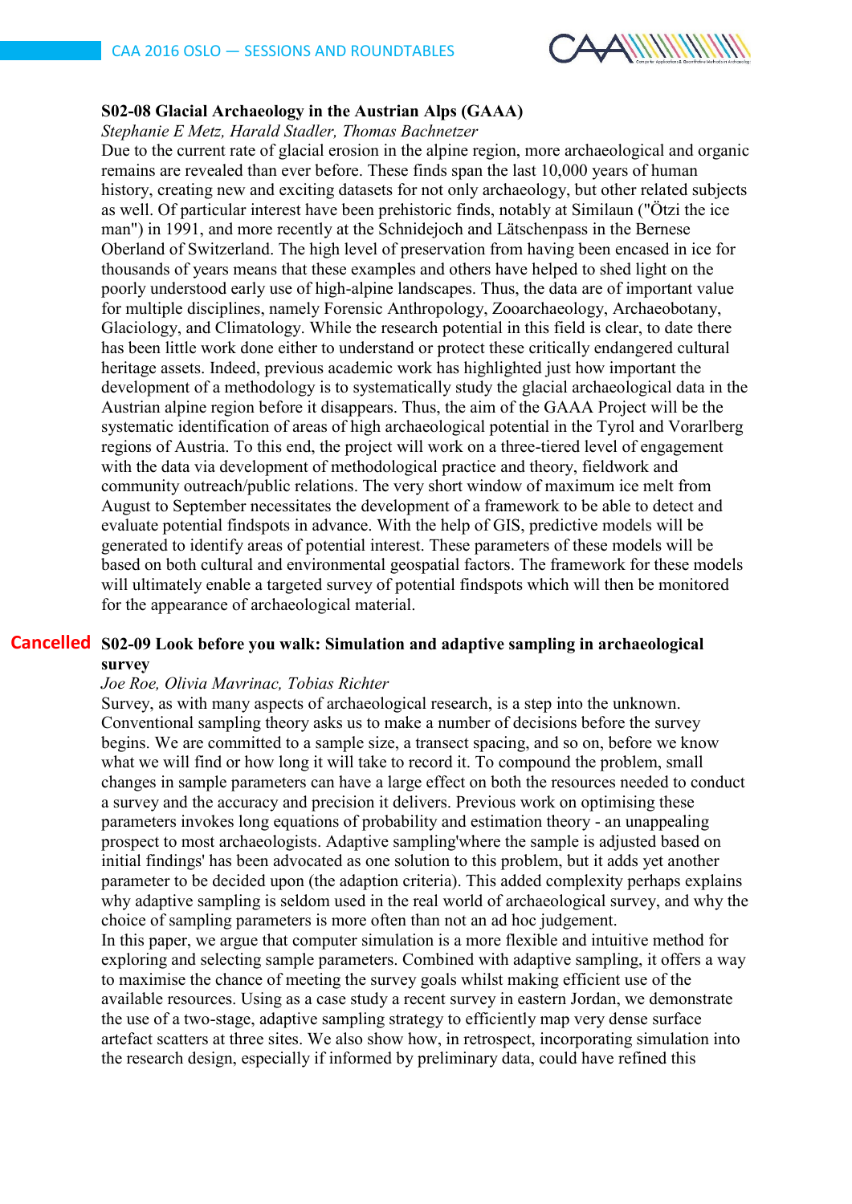**S02-08 Glacial Archaeology in the Austrian Alps (GAAA)**

*Stephanie E Metz, Harald Stadler, Thomas Bachnetzer*

Due to the current rate of glacial erosion in the alpine region, more archaeological and organic remains are revealed than ever before. These finds span the last 10,000 years of human history, creating new and exciting datasets for not only archaeology, but other related subjects as well. Of particular interest have been prehistoric finds, notably at Similaun ("Ötzi the ice man") in 1991, and more recently at the Schnidejoch and Lätschenpass in the Bernese Oberland of Switzerland. The high level of preservation from having been encased in ice for thousands of years means that these examples and others have helped to shed light on the poorly understood early use of high-alpine landscapes. Thus, the data are of important value for multiple disciplines, namely Forensic Anthropology, Zooarchaeology, Archaeobotany, Glaciology, and Climatology. While the research potential in this field is clear, to date there has been little work done either to understand or protect these critically endangered cultural heritage assets. Indeed, previous academic work has highlighted just how important the development of a methodology is to systematically study the glacial archaeological data in the Austrian alpine region before it disappears. Thus, the aim of the GAAA Project will be the systematic identification of areas of high archaeological potential in the Tyrol and Vorarlberg regions of Austria. To this end, the project will work on a three-tiered level of engagement with the data via development of methodological practice and theory, fieldwork and community outreach/public relations. The very short window of maximum ice melt from August to September necessitates the development of a framework to be able to detect and evaluate potential findspots in advance. With the help of GIS, predictive models will be generated to identify areas of potential interest. These parameters of these models will be based on both cultural and environmental geospatial factors. The framework for these models will ultimately enable a targeted survey of potential findspots which will then be monitored for the appearance of archaeological material.

Cancelled **S02-09 Look before you walk: Simulation and adaptive sampling in archaeological survey**

*Joe Roe, Olivia Mavrinac, Tobias Richter*

Survey, as with many aspects of archaeological research, is a step into the unknown. Conventional sampling theory asks us to make a number of decisions before the survey begins. We are committed to a sample size, a transect spacing, and so on, before we know what we will find or how long it will take to record it. To compound the problem, small changes in sample parameters can have a large effect on both the resources needed to conduct a survey and the accuracy and precision it delivers. Previous work on optimising these parameters invokes long equations of probability and estimation theory - an unappealing prospect to most archaeologists. Adaptive sampling'where the sample is adjusted based on initial findings' has been advocated as one solution to this problem, but it adds yet another parameter to be decided upon (the adaption criteria). This added complexity perhaps explains why adaptive sampling is seldom used in the real world of archaeological survey, and why the choice of sampling parameters is more often than not an ad hoc judgement.

In this paper, we argue that computer simulation is a more flexible and intuitive method for exploring and selecting sample parameters. Combined with adaptive sampling, it offers a way to maximise the chance of meeting the survey goals whilst making efficient use of the available resources. Using as a case study a recent survey in eastern Jordan, we demonstrate the use of a two-stage, adaptive sampling strategy to efficiently map very dense surface artefact scatters at three sites. We also show how, in retrospect, incorporating simulation into the research design, especially if informed by preliminary data, could have refined this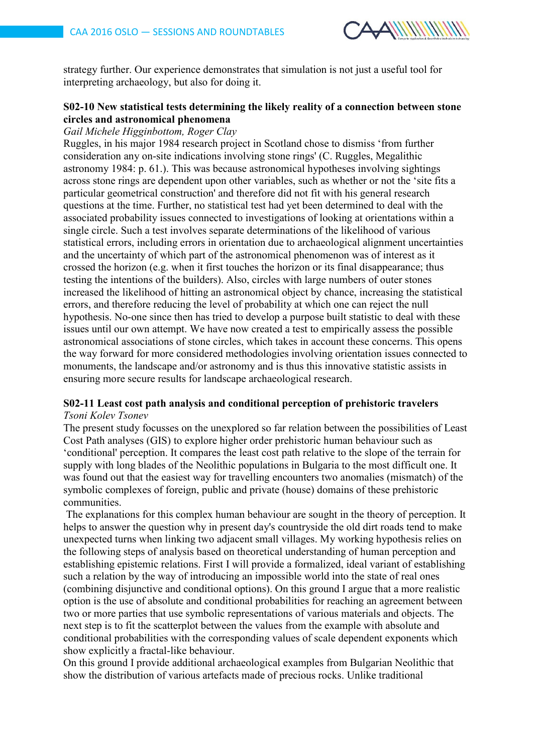strategy further. Our experience demonstrates that simulation is not just a useful tool for interpreting archaeology, but also for doing it.

### S02-10 New statistical tests determining the likely reality of a connection between stone circles and astronomical phenomena

*Gail Michele Higginbottom, Roger Clay*

Ruggles, in his major 1984 research project in Scotland chose to dismiss 'from further consideration any on-site indications involving stone rings' (C. Ruggles, Megalithic astronomy 1984: p. 61.). This was because astronomical hypotheses involving sightings across stone rings are dependent upon other variables, such as whether or not the 'site fits a particular geometrical construction' and therefore did not fit with his general research questions at the time. Further, no statistical test had yet been determined to deal with the associated probability issues connected to investigations of looking at orientations within a single circle. Such a test involves separate determinations of the likelihood of various statistical errors, including errors in orientation due to archaeological alignment uncertainties and the uncertainty of which part of the astronomical phenomenon was of interest as it crossed the horizon (e.g. when it first touches the horizon or its final disappearance; thus testing the intentions of the builders). Also, circles with large numbers of outer stones increased the likelihood of hitting an astronomical object by chance, increasing the statistical errors, and therefore reducing the level of probability at which one can reject the null hypothesis. No-one since then has tried to develop a purpose built statistic to deal with these issues until our own attempt. We have now created a test to empirically assess the possible astronomical associations of stone circles, which takes in account these concerns. This opens the way forward for more considered methodologies involving orientation issues connected to monuments, the landscape and/or astronomy and is thus this innovative statistic assists in ensuring more secure results for landscape archaeological research.

### S02-11 Least cost path analysis and conditional perception of prehistoric travelers

*Tsoni Kolev Tsonev*

The present study focusses on the unexplored so far relation between the possibilities of Least Cost Path analyses (GIS) to explore higher order prehistoric human behaviour such as 'conditional' perception. It compares the least cost path relative to the slope of the terrain for supply with long blades of the Neolithic populations in Bulgaria to the most difficult one. It was found out that the easiest way for travelling encounters two anomalies (mismatch) of the symbolic complexes of foreign, public and private (house) domains of these prehistoric communities.

The explanations for this complex human behaviour are sought in the theory of perception. It helps to answer the question why in present day's countryside the old dirt roads tend to make unexpected turns when linking two adjacent small villages. My working hypothesis relies on the following steps of analysis based on theoretical understanding of human perception and establishing epistemic relations. First I will provide a formalized, ideal variant of establishing such a relation by the way of introducing an impossible world into the state of real ones (combining disjunctive and conditional options). On this ground I argue that a more realistic option is the use of absolute and conditional probabilities for reaching an agreement between two or more parties that use symbolic representations of various materials and objects. The next step is to fit the scatterplot between the values from the example with absolute and conditional probabilities with the corresponding values of scale dependent exponents which show explicitly a fractal-like behaviour.

On this ground I provide additional archaeological examples from Bulgarian Neolithic that show the distribution of various artefacts made of precious rocks. Unlike traditional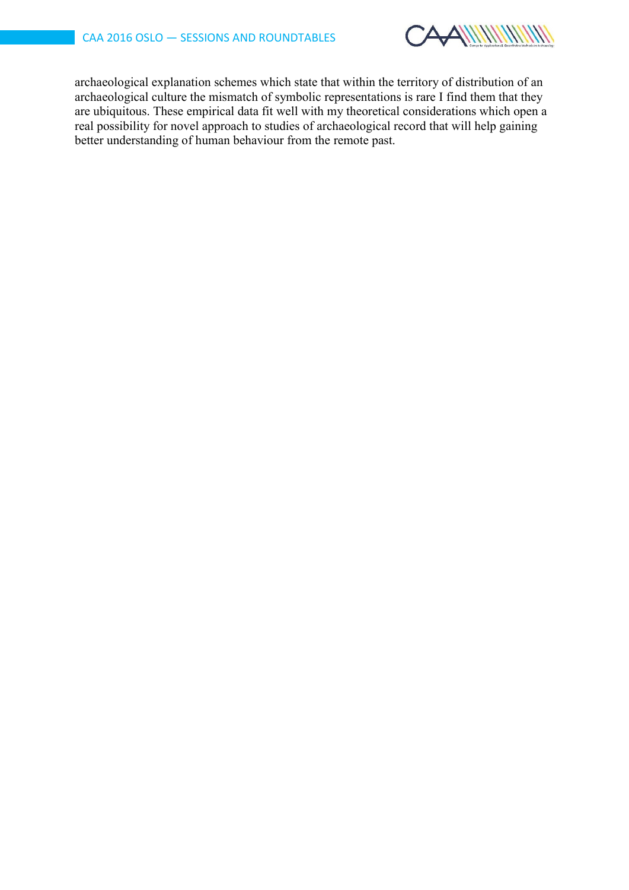archaeological explanation schemes which state that within the territory of distribution of an archaeological culture the mismatch of symbolic representations is rare I find them that they are ubiquitous. These empirical data fit well with my theoretical considerations which open a real possibility for novel approach to studies of archaeological record that will help gaining better understanding of human behaviour from the remote past.